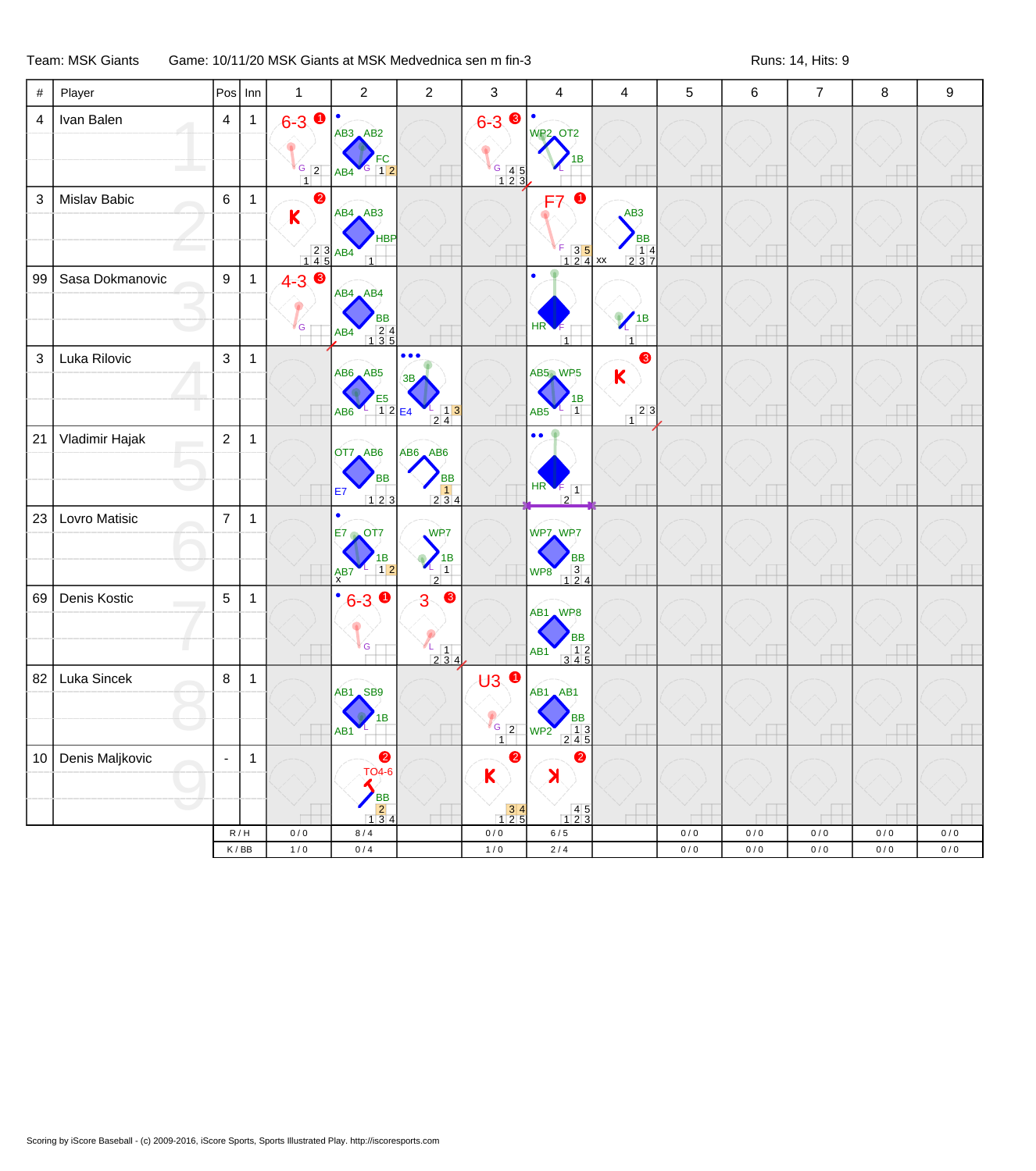Team: MSK Giants | Game: 10/11/20 MSK Giants at MSK Medvednica sen m fin-3 | Runs: 14, Hits: 9

| # | Player | Pos | Inn | 1 | 2 | 2 | 3 | 4 | 4 | 5 | 6 | 7 | 8 | 9 |
|---|---|---|---|---|---|---|---|---|---|---|---|---|---|---|
| 4 | Ivan Balen | 4 | 1 | 6-3 ❶ G | AB3 AB2 FC AB4 | | 6-3 ❸ G | WP2 OT2 1B | | | | | | |
| 3 | Mislav Babic | 6 | 1 | K ❷ | AB4 AB3 HBP AB4 | | | F7 ❶ F | AB3 BB xx | | | | | |
| 99 | Sasa Dokmanovic | 9 | 1 | 4-3 ❸ G | AB4 AB4 BB AB4 | | | HR F | 1B | | | | | |
| 3 | Luka Rilovic | 3 | 1 | | AB6 AB5 E5 AB6 | 3B E4 | | AB5 WP5 1B AB5 | K ❸ | | | | | |
| 21 | Vladimir Hajak | 2 | 1 | | OT7 AB6 BB E7 | AB6 AB6 BB | | HR F | | | | | | |
| 23 | Lovro Matisic | 7 | 1 | | E7 OT7 1B AB7 | WP7 1B | | WP7 WP7 BB WP8 | | | | | | |
| 69 | Denis Kostic | 5 | 1 | | 6-3 ❶ G | 3 ❸ L | | AB1 WP8 BB AB1 | | | | | | |
| 82 | Luka Sincek | 8 | 1 | | AB1 SB9 1B AB1 | | U3 ❶ G | AB1 AB1 BB WP2 | | | | | | |
| 10 | Denis Maljkovic | - | 1 | | ❷ TO4-6 BB | | K ❷ | ꓘ ❷ | | | | | | |
| | | R / H | | 0 / 0 | 8 / 4 | | 0 / 0 | 6 / 5 | | 0 / 0 | 0 / 0 | 0 / 0 | 0 / 0 | 0 / 0 |
| | | K / BB | | 1 / 0 | 0 / 4 | | 1 / 0 | 2 / 4 | | 0 / 0 | 0 / 0 | 0 / 0 | 0 / 0 | 0 / 0 |

Scoring by iScore Baseball - (c) 2009-2016, iScore Sports, Sports Illustrated Play. http://iscoresports.com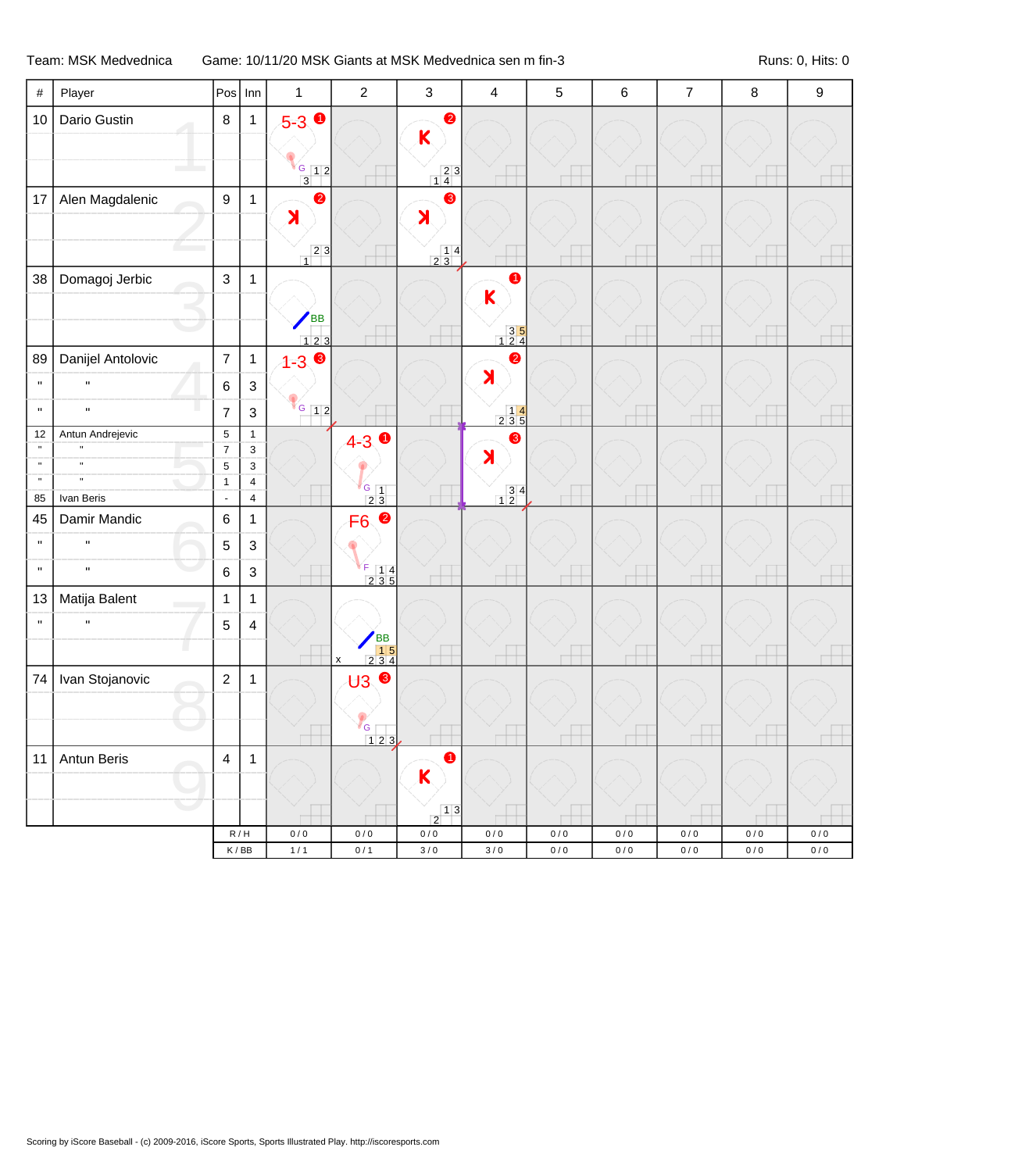Team: MSK Medvednica    Game: 10/11/20 MSK Giants at MSK Medvednica sen m fin-3    Runs: 0, Hits: 0

| # | Player | Pos | Inn | 1 | 2 | 3 | 4 | 5 | 6 | 7 | 8 | 9 |
|---|---|---|---|---|---|---|---|---|---|---|---|---|
| 10 | Dario Gustin | 8 | 1 | 5-3 ❶ G | | K ❷ | | | | | | |
| 17 | Alen Magdalenic | 9 | 1 | ꓘ ❷ | | ꓘ ❸ | | | | | | |
| 38 | Domagoj Jerbic | 3 | 1 | BB | | | K ❶ | | | | | |
| 89 | Danijel Antolovic | 7 | 1 | 1-3 ❸ G | | | ꓘ ❷ | | | | | |
| " | " | 6 | 3 | | | | | | | | | |
| " | " | 7 | 3 | | | | | | | | | |
| 12 | Antun Andrejevic | 5 | 1 | | 4-3 ❶ G | | ꓘ ❸ | | | | | |
| " | " | 7 | 3 | | | | | | | | | |
| " | " | 5 | 3 | | | | | | | | | |
| " | " | 1 | 4 | | | | | | | | | |
| 85 | Ivan Beris | - | 4 | | | | | | | | | |
| 45 | Damir Mandic | 6 | 1 | | F6 ❷ F | | | | | | | |
| " | " | 5 | 3 | | | | | | | | | |
| " | " | 6 | 3 | | | | | | | | | |
| 13 | Matija Balent | 1 | 1 | | BB | | | | | | | |
| " | " | 5 | 4 | | | | | | | | | |
| 74 | Ivan Stojanovic | 2 | 1 | | U3 ❸ G | | | | | | | |
| 11 | Antun Beris | 4 | 1 | | | K ❶ | | | | | | |
| | | R / H | | 0 / 0 | 0 / 0 | 0 / 0 | 0 / 0 | 0 / 0 | 0 / 0 | 0 / 0 | 0 / 0 | 0 / 0 |
| | | K / BB | | 1 / 1 | 0 / 1 | 3 / 0 | 3 / 0 | 0 / 0 | 0 / 0 | 0 / 0 | 0 / 0 | 0 / 0 |

Scoring by iScore Baseball - (c) 2009-2016, iScore Sports, Sports Illustrated Play. http://iscoresports.com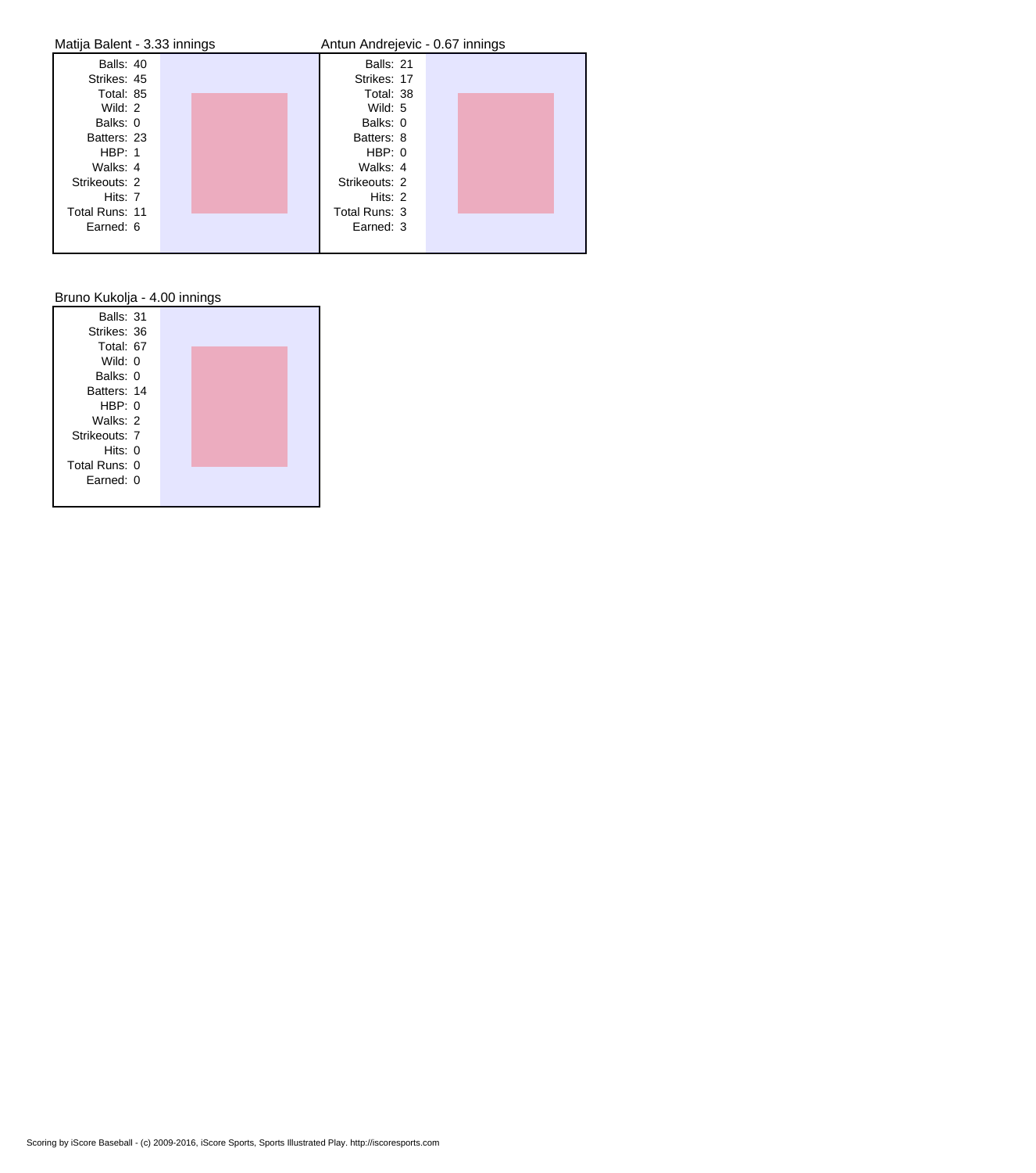### Matija Balent - 3.33 innings

| | |
|---|---|
| Balls: | 40 |
| Strikes: | 45 |
| Total: | 85 |
| Wild: | 2 |
| Balks: | 0 |
| Batters: | 23 |
| HBP: | 1 |
| Walks: | 4 |
| Strikeouts: | 2 |
| Hits: | 7 |
| Total Runs: | 11 |
| Earned: | 6 |

### Antun Andrejevic - 0.67 innings

| | |
|---|---|
| Balls: | 21 |
| Strikes: | 17 |
| Total: | 38 |
| Wild: | 5 |
| Balks: | 0 |
| Batters: | 8 |
| HBP: | 0 |
| Walks: | 4 |
| Strikeouts: | 2 |
| Hits: | 2 |
| Total Runs: | 3 |
| Earned: | 3 |

### Bruno Kukolja - 4.00 innings

| | |
|---|---|
| Balls: | 31 |
| Strikes: | 36 |
| Total: | 67 |
| Wild: | 0 |
| Balks: | 0 |
| Batters: | 14 |
| HBP: | 0 |
| Walks: | 2 |
| Strikeouts: | 7 |
| Hits: | 0 |
| Total Runs: | 0 |
| Earned: | 0 |

Scoring by iScore Baseball - (c) 2009-2016, iScore Sports, Sports Illustrated Play. http://iscoresports.com